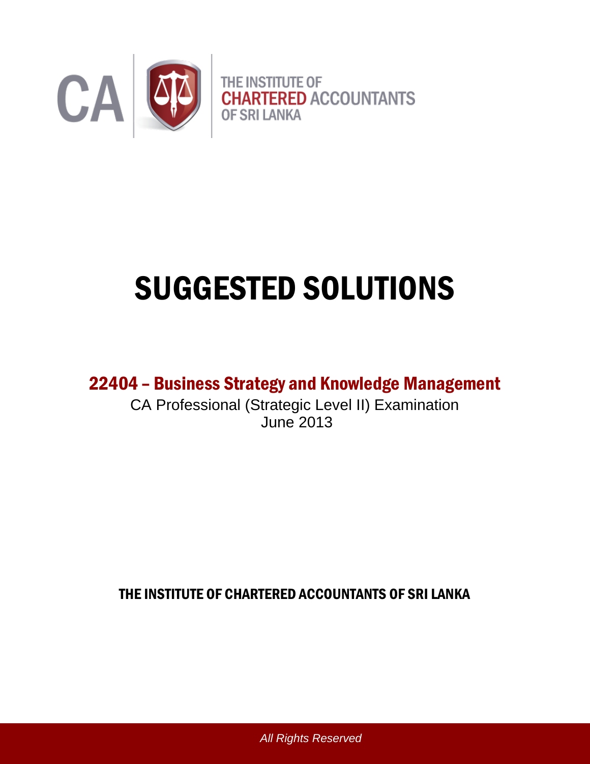CA

THE INSTITUTE OF
CHARTERED ACCOUNTANTS
OF SRI LANKA

# SUGGESTED SOLUTIONS

## 22404 – Business Strategy and Knowledge Management

CA Professional (Strategic Level II) Examination
June 2013

**THE INSTITUTE OF CHARTERED ACCOUNTANTS OF SRI LANKA**

*All Rights Reserved*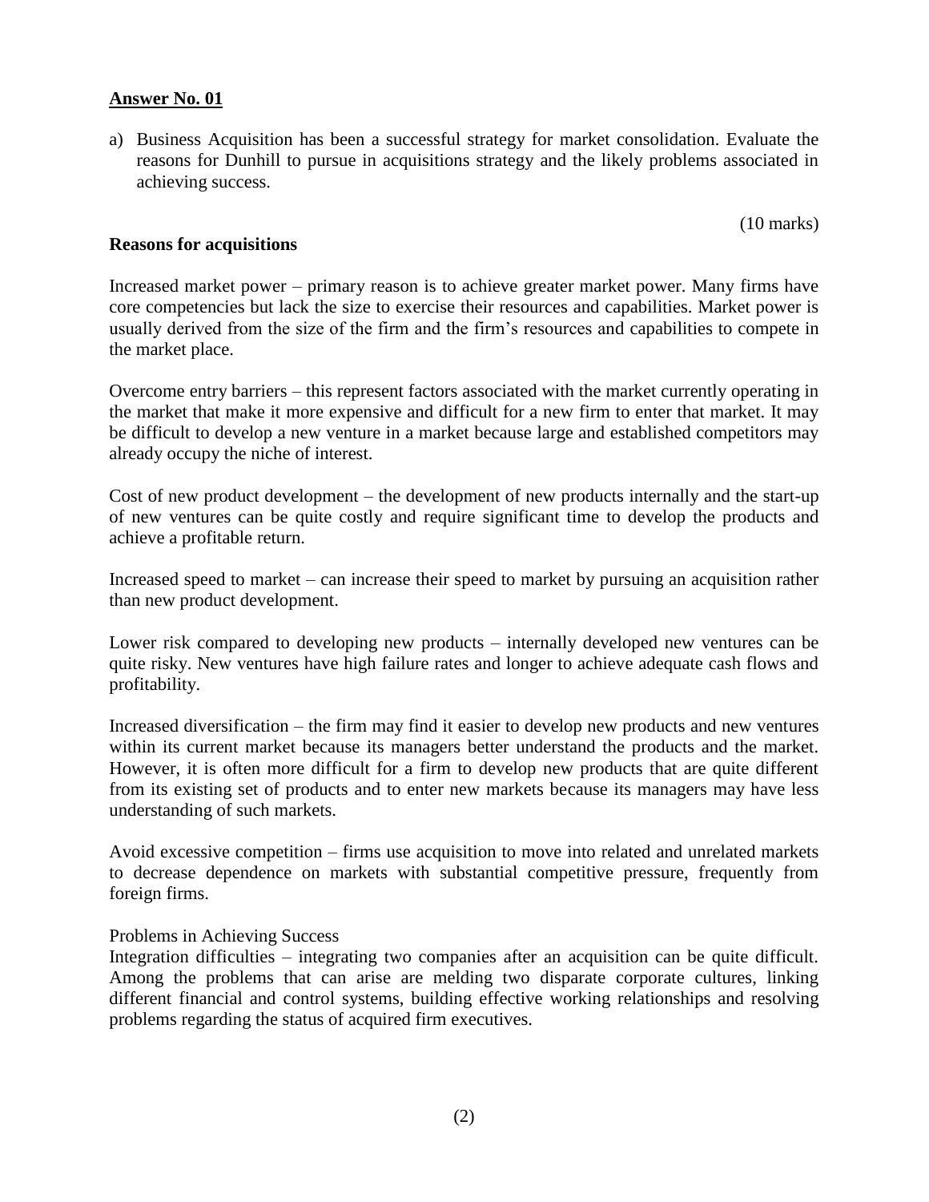**Answer No. 01**

a) Business Acquisition has been a successful strategy for market consolidation. Evaluate the reasons for Dunhill to pursue in acquisitions strategy and the likely problems associated in achieving success.

(10 marks)

**Reasons for acquisitions**

Increased market power – primary reason is to achieve greater market power. Many firms have core competencies but lack the size to exercise their resources and capabilities. Market power is usually derived from the size of the firm and the firm's resources and capabilities to compete in the market place.

Overcome entry barriers – this represent factors associated with the market currently operating in the market that make it more expensive and difficult for a new firm to enter that market. It may be difficult to develop a new venture in a market because large and established competitors may already occupy the niche of interest.

Cost of new product development – the development of new products internally and the start-up of new ventures can be quite costly and require significant time to develop the products and achieve a profitable return.

Increased speed to market – can increase their speed to market by pursuing an acquisition rather than new product development.

Lower risk compared to developing new products – internally developed new ventures can be quite risky. New ventures have high failure rates and longer to achieve adequate cash flows and profitability.

Increased diversification – the firm may find it easier to develop new products and new ventures within its current market because its managers better understand the products and the market. However, it is often more difficult for a firm to develop new products that are quite different from its existing set of products and to enter new markets because its managers may have less understanding of such markets.

Avoid excessive competition – firms use acquisition to move into related and unrelated markets to decrease dependence on markets with substantial competitive pressure, frequently from foreign firms.

Problems in Achieving Success

Integration difficulties – integrating two companies after an acquisition can be quite difficult. Among the problems that can arise are melding two disparate corporate cultures, linking different financial and control systems, building effective working relationships and resolving problems regarding the status of acquired firm executives.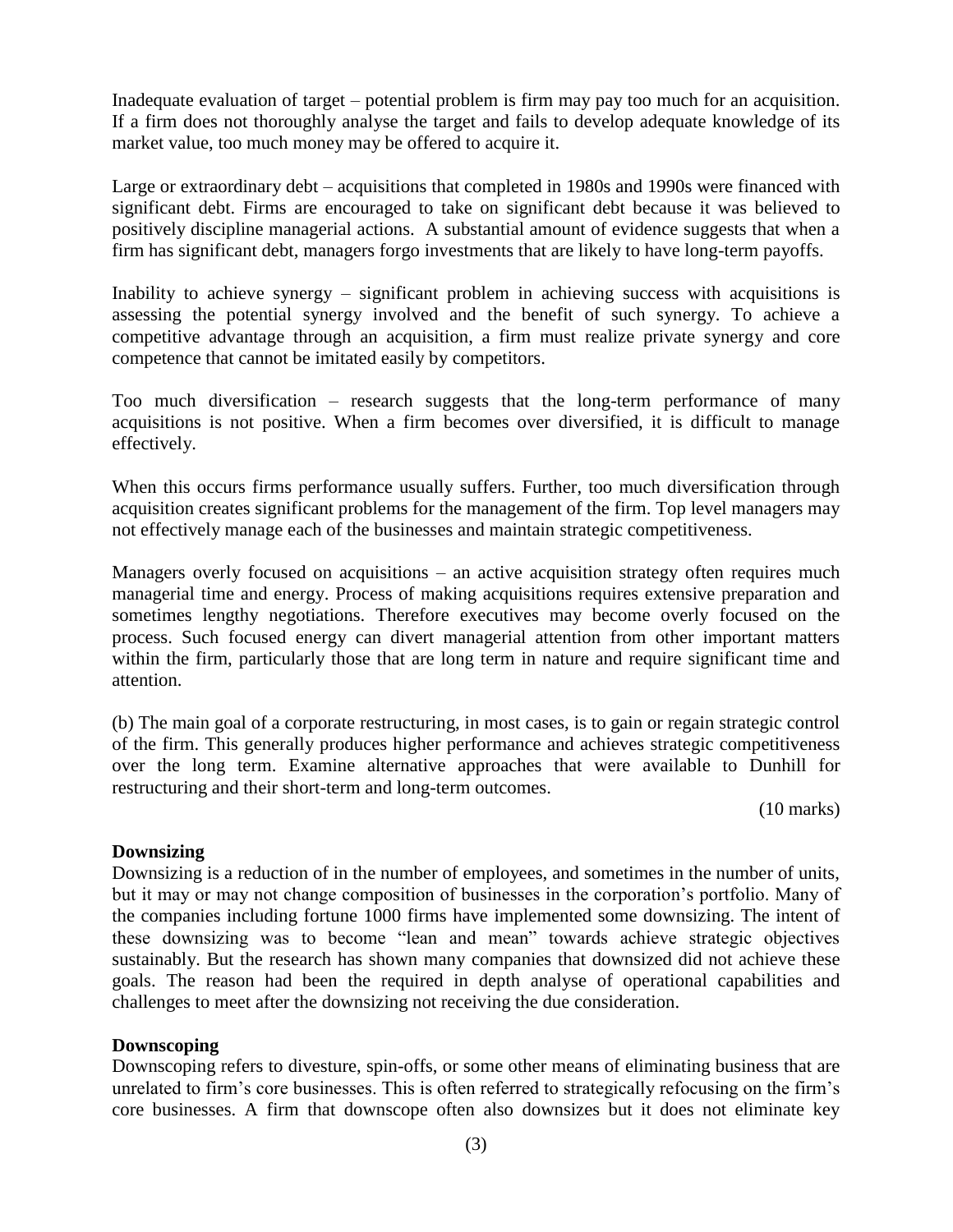Inadequate evaluation of target – potential problem is firm may pay too much for an acquisition. If a firm does not thoroughly analyse the target and fails to develop adequate knowledge of its market value, too much money may be offered to acquire it.

Large or extraordinary debt – acquisitions that completed in 1980s and 1990s were financed with significant debt. Firms are encouraged to take on significant debt because it was believed to positively discipline managerial actions. A substantial amount of evidence suggests that when a firm has significant debt, managers forgo investments that are likely to have long-term payoffs.

Inability to achieve synergy – significant problem in achieving success with acquisitions is assessing the potential synergy involved and the benefit of such synergy. To achieve a competitive advantage through an acquisition, a firm must realize private synergy and core competence that cannot be imitated easily by competitors.

Too much diversification – research suggests that the long-term performance of many acquisitions is not positive. When a firm becomes over diversified, it is difficult to manage effectively.

When this occurs firms performance usually suffers. Further, too much diversification through acquisition creates significant problems for the management of the firm. Top level managers may not effectively manage each of the businesses and maintain strategic competitiveness.

Managers overly focused on acquisitions – an active acquisition strategy often requires much managerial time and energy. Process of making acquisitions requires extensive preparation and sometimes lengthy negotiations. Therefore executives may become overly focused on the process. Such focused energy can divert managerial attention from other important matters within the firm, particularly those that are long term in nature and require significant time and attention.

(b) The main goal of a corporate restructuring, in most cases, is to gain or regain strategic control of the firm. This generally produces higher performance and achieves strategic competitiveness over the long term. Examine alternative approaches that were available to Dunhill for restructuring and their short-term and long-term outcomes.

(10 marks)

**Downsizing**

Downsizing is a reduction of in the number of employees, and sometimes in the number of units, but it may or may not change composition of businesses in the corporation's portfolio. Many of the companies including fortune 1000 firms have implemented some downsizing. The intent of these downsizing was to become "lean and mean" towards achieve strategic objectives sustainably. But the research has shown many companies that downsized did not achieve these goals. The reason had been the required in depth analyse of operational capabilities and challenges to meet after the downsizing not receiving the due consideration.

**Downscoping**

Downscoping refers to divesture, spin-offs, or some other means of eliminating business that are unrelated to firm's core businesses. This is often referred to strategically refocusing on the firm's core businesses. A firm that downscope often also downsizes but it does not eliminate key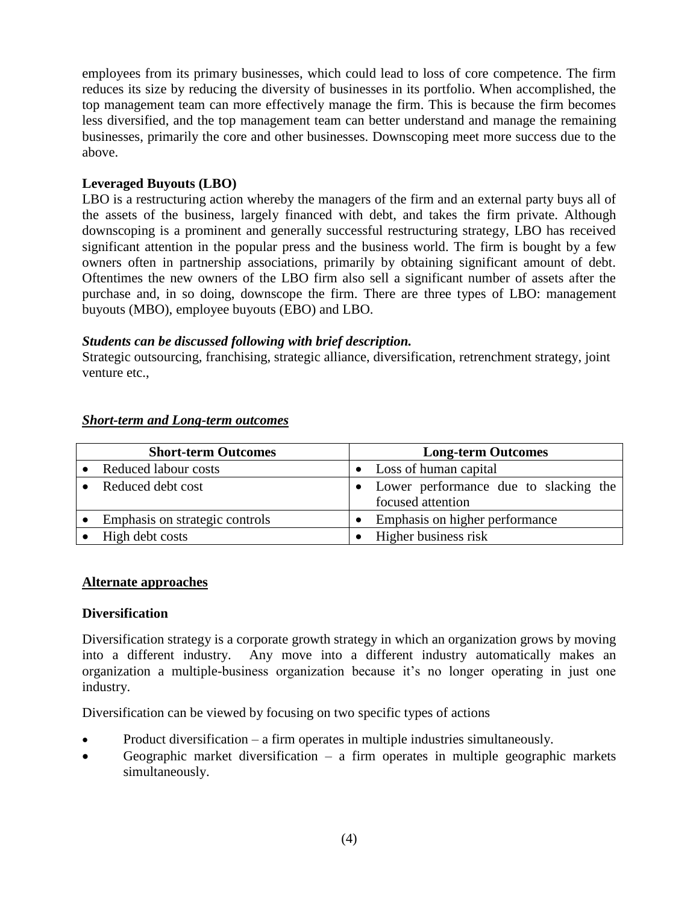employees from its primary businesses, which could lead to loss of core competence. The firm reduces its size by reducing the diversity of businesses in its portfolio. When accomplished, the top management team can more effectively manage the firm. This is because the firm becomes less diversified, and the top management team can better understand and manage the remaining businesses, primarily the core and other businesses. Downscoping meet more success due to the above.

**Leveraged Buyouts (LBO)**

LBO is a restructuring action whereby the managers of the firm and an external party buys all of the assets of the business, largely financed with debt, and takes the firm private. Although downscoping is a prominent and generally successful restructuring strategy, LBO has received significant attention in the popular press and the business world. The firm is bought by a few owners often in partnership associations, primarily by obtaining significant amount of debt. Oftentimes the new owners of the LBO firm also sell a significant number of assets after the purchase and, in so doing, downscope the firm. There are three types of LBO: management buyouts (MBO), employee buyouts (EBO) and LBO.

***Students can be discussed following with brief description.***

Strategic outsourcing, franchising, strategic alliance, diversification, retrenchment strategy, joint venture etc.,

***<u>Short-term and Long-term outcomes</u>***

| Short-term Outcomes | Long-term Outcomes |
|---|---|
| • Reduced labour costs | • Loss of human capital |
| • Reduced debt cost | • Lower performance due to slacking the focused attention |
| • Emphasis on strategic controls | • Emphasis on higher performance |
| • High debt costs | • Higher business risk |

**<u>Alternate approaches</u>**

**Diversification**

Diversification strategy is a corporate growth strategy in which an organization grows by moving into a different industry. Any move into a different industry automatically makes an organization a multiple-business organization because it's no longer operating in just one industry.

Diversification can be viewed by focusing on two specific types of actions

- Product diversification – a firm operates in multiple industries simultaneously.
- Geographic market diversification – a firm operates in multiple geographic markets simultaneously.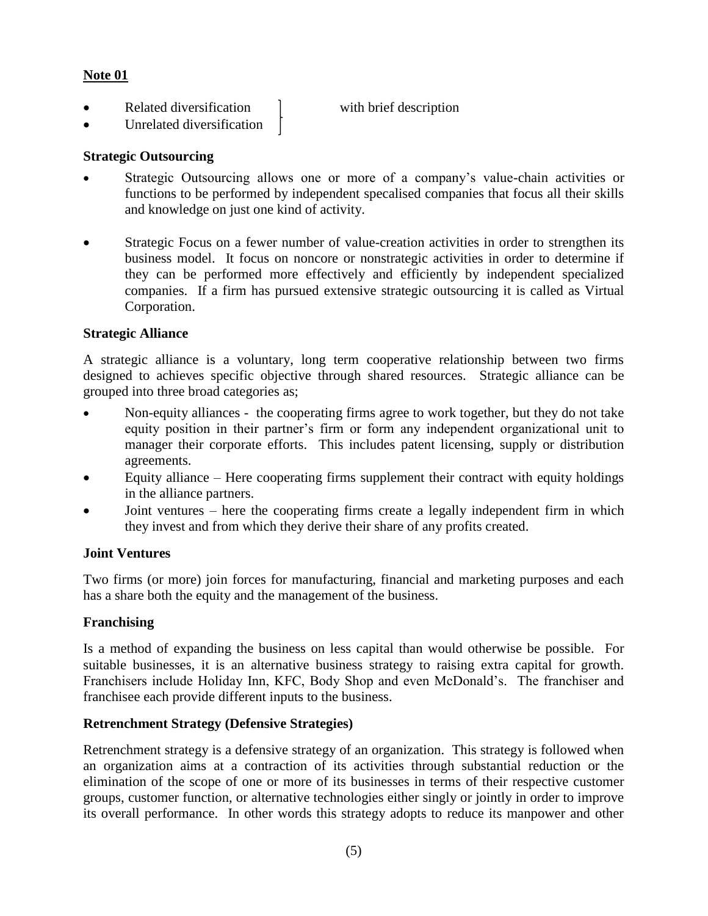**Note 01**

- Related diversification
- Unrelated diversification

} with brief description

**Strategic Outsourcing**

- Strategic Outsourcing allows one or more of a company's value-chain activities or functions to be performed by independent specalised companies that focus all their skills and knowledge on just one kind of activity.

- Strategic Focus on a fewer number of value-creation activities in order to strengthen its business model. It focus on noncore or nonstrategic activities in order to determine if they can be performed more effectively and efficiently by independent specialized companies. If a firm has pursued extensive strategic outsourcing it is called as Virtual Corporation.

**Strategic Alliance**

A strategic alliance is a voluntary, long term cooperative relationship between two firms designed to achieves specific objective through shared resources. Strategic alliance can be grouped into three broad categories as;

- Non-equity alliances - the cooperating firms agree to work together, but they do not take equity position in their partner's firm or form any independent organizational unit to manager their corporate efforts. This includes patent licensing, supply or distribution agreements.
- Equity alliance – Here cooperating firms supplement their contract with equity holdings in the alliance partners.
- Joint ventures – here the cooperating firms create a legally independent firm in which they invest and from which they derive their share of any profits created.

**Joint Ventures**

Two firms (or more) join forces for manufacturing, financial and marketing purposes and each has a share both the equity and the management of the business.

**Franchising**

Is a method of expanding the business on less capital than would otherwise be possible. For suitable businesses, it is an alternative business strategy to raising extra capital for growth. Franchisers include Holiday Inn, KFC, Body Shop and even McDonald's. The franchiser and franchisee each provide different inputs to the business.

**Retrenchment Strategy (Defensive Strategies)**

Retrenchment strategy is a defensive strategy of an organization. This strategy is followed when an organization aims at a contraction of its activities through substantial reduction or the elimination of the scope of one or more of its businesses in terms of their respective customer groups, customer function, or alternative technologies either singly or jointly in order to improve its overall performance. In other words this strategy adopts to reduce its manpower and other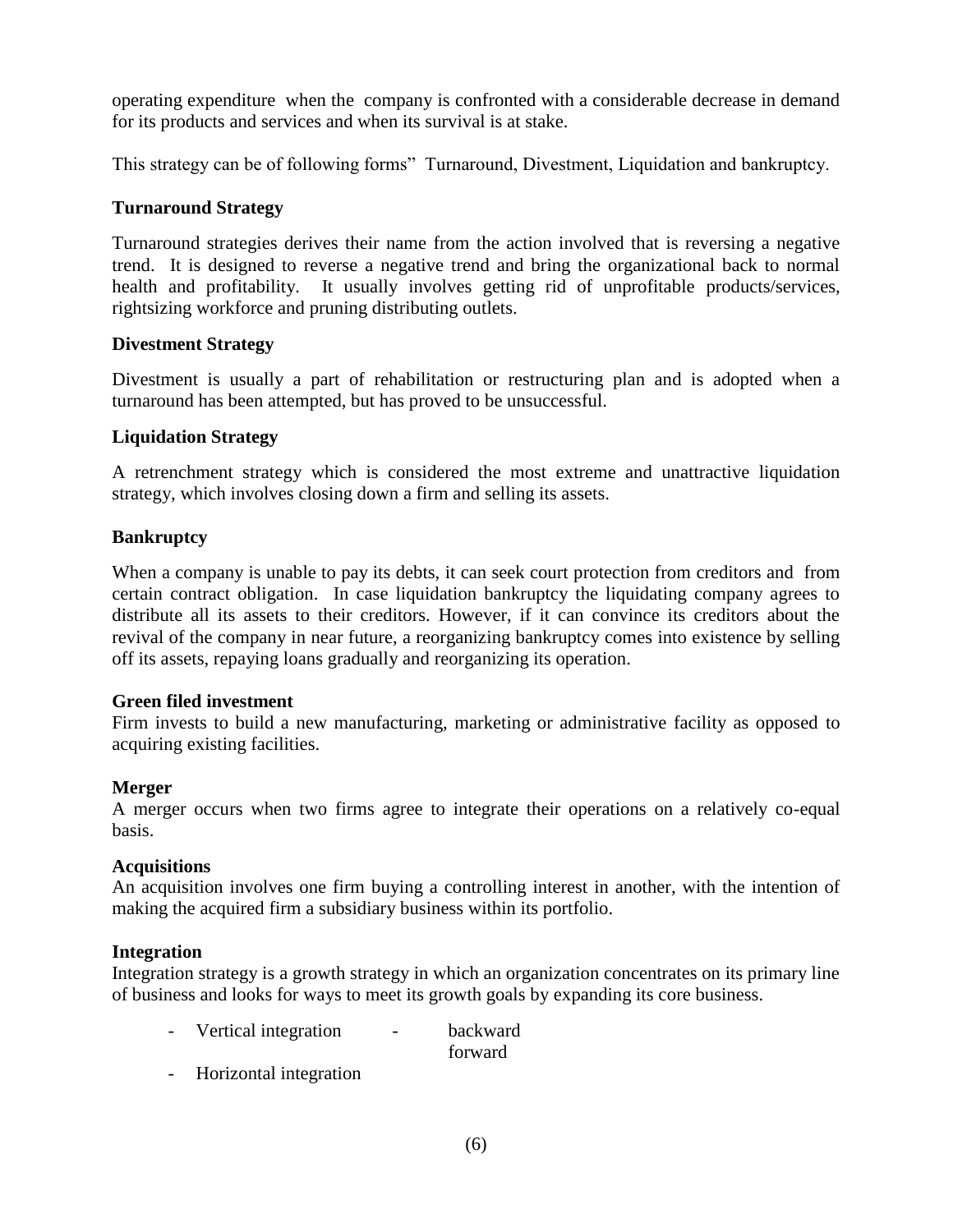operating expenditure when the company is confronted with a considerable decrease in demand for its products and services and when its survival is at stake.

This strategy can be of following forms" Turnaround, Divestment, Liquidation and bankruptcy.

### Turnaround Strategy

Turnaround strategies derives their name from the action involved that is reversing a negative trend. It is designed to reverse a negative trend and bring the organizational back to normal health and profitability. It usually involves getting rid of unprofitable products/services, rightsizing workforce and pruning distributing outlets.

### Divestment Strategy

Divestment is usually a part of rehabilitation or restructuring plan and is adopted when a turnaround has been attempted, but has proved to be unsuccessful.

### Liquidation Strategy

A retrenchment strategy which is considered the most extreme and unattractive liquidation strategy, which involves closing down a firm and selling its assets.

### Bankruptcy

When a company is unable to pay its debts, it can seek court protection from creditors and from certain contract obligation. In case liquidation bankruptcy the liquidating company agrees to distribute all its assets to their creditors. However, if it can convince its creditors about the revival of the company in near future, a reorganizing bankruptcy comes into existence by selling off its assets, repaying loans gradually and reorganizing its operation.

### Green filed investment

Firm invests to build a new manufacturing, marketing or administrative facility as opposed to acquiring existing facilities.

### Merger

A merger occurs when two firms agree to integrate their operations on a relatively co-equal basis.

### Acquisitions

An acquisition involves one firm buying a controlling interest in another, with the intention of making the acquired firm a subsidiary business within its portfolio.

### Integration

Integration strategy is a growth strategy in which an organization concentrates on its primary line of business and looks for ways to meet its growth goals by expanding its core business.

- Vertical integration
  - backward
  - forward
- Horizontal integration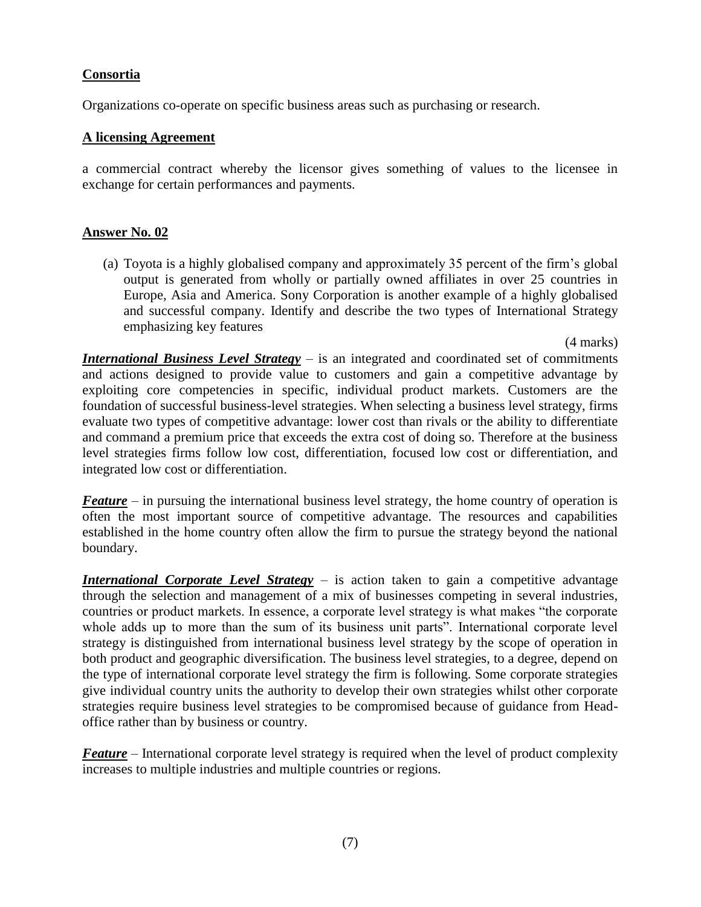**Consortia**

Organizations co-operate on specific business areas such as purchasing or research.

**A licensing Agreement**

a commercial contract whereby the licensor gives something of values to the licensee in exchange for certain performances and payments.

**Answer No. 02**

(a) Toyota is a highly globalised company and approximately 35 percent of the firm's global output is generated from wholly or partially owned affiliates in over 25 countries in Europe, Asia and America. Sony Corporation is another example of a highly globalised and successful company. Identify and describe the two types of International Strategy emphasizing key features

(4 marks)

***International Business Level Strategy*** – is an integrated and coordinated set of commitments and actions designed to provide value to customers and gain a competitive advantage by exploiting core competencies in specific, individual product markets. Customers are the foundation of successful business-level strategies. When selecting a business level strategy, firms evaluate two types of competitive advantage: lower cost than rivals or the ability to differentiate and command a premium price that exceeds the extra cost of doing so. Therefore at the business level strategies firms follow low cost, differentiation, focused low cost or differentiation, and integrated low cost or differentiation.

***Feature*** – in pursuing the international business level strategy, the home country of operation is often the most important source of competitive advantage. The resources and capabilities established in the home country often allow the firm to pursue the strategy beyond the national boundary.

***International Corporate Level Strategy*** – is action taken to gain a competitive advantage through the selection and management of a mix of businesses competing in several industries, countries or product markets. In essence, a corporate level strategy is what makes "the corporate whole adds up to more than the sum of its business unit parts". International corporate level strategy is distinguished from international business level strategy by the scope of operation in both product and geographic diversification. The business level strategies, to a degree, depend on the type of international corporate level strategy the firm is following. Some corporate strategies give individual country units the authority to develop their own strategies whilst other corporate strategies require business level strategies to be compromised because of guidance from Head-office rather than by business or country.

***Feature*** – International corporate level strategy is required when the level of product complexity increases to multiple industries and multiple countries or regions.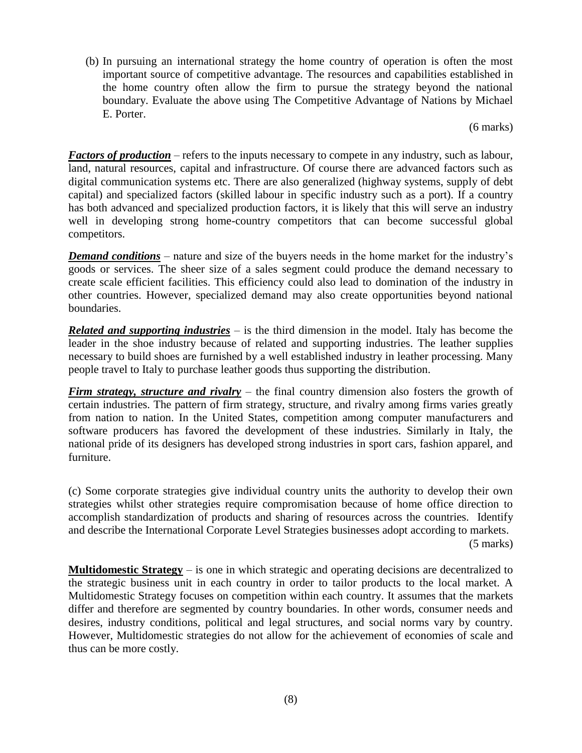(b) In pursuing an international strategy the home country of operation is often the most important source of competitive advantage. The resources and capabilities established in the home country often allow the firm to pursue the strategy beyond the national boundary. Evaluate the above using The Competitive Advantage of Nations by Michael E. Porter.

(6 marks)

***Factors of production*** – refers to the inputs necessary to compete in any industry, such as labour, land, natural resources, capital and infrastructure. Of course there are advanced factors such as digital communication systems etc. There are also generalized (highway systems, supply of debt capital) and specialized factors (skilled labour in specific industry such as a port). If a country has both advanced and specialized production factors, it is likely that this will serve an industry well in developing strong home-country competitors that can become successful global competitors.

***Demand conditions*** – nature and size of the buyers needs in the home market for the industry's goods or services. The sheer size of a sales segment could produce the demand necessary to create scale efficient facilities. This efficiency could also lead to domination of the industry in other countries. However, specialized demand may also create opportunities beyond national boundaries.

***Related and supporting industries*** – is the third dimension in the model. Italy has become the leader in the shoe industry because of related and supporting industries. The leather supplies necessary to build shoes are furnished by a well established industry in leather processing. Many people travel to Italy to purchase leather goods thus supporting the distribution.

***Firm strategy, structure and rivalry*** – the final country dimension also fosters the growth of certain industries. The pattern of firm strategy, structure, and rivalry among firms varies greatly from nation to nation. In the United States, competition among computer manufacturers and software producers has favored the development of these industries. Similarly in Italy, the national pride of its designers has developed strong industries in sport cars, fashion apparel, and furniture.

(c) Some corporate strategies give individual country units the authority to develop their own strategies whilst other strategies require compromisation because of home office direction to accomplish standardization of products and sharing of resources across the countries. Identify and describe the International Corporate Level Strategies businesses adopt according to markets.

(5 marks)

**Multidomestic Strategy** – is one in which strategic and operating decisions are decentralized to the strategic business unit in each country in order to tailor products to the local market. A Multidomestic Strategy focuses on competition within each country. It assumes that the markets differ and therefore are segmented by country boundaries. In other words, consumer needs and desires, industry conditions, political and legal structures, and social norms vary by country. However, Multidomestic strategies do not allow for the achievement of economies of scale and thus can be more costly.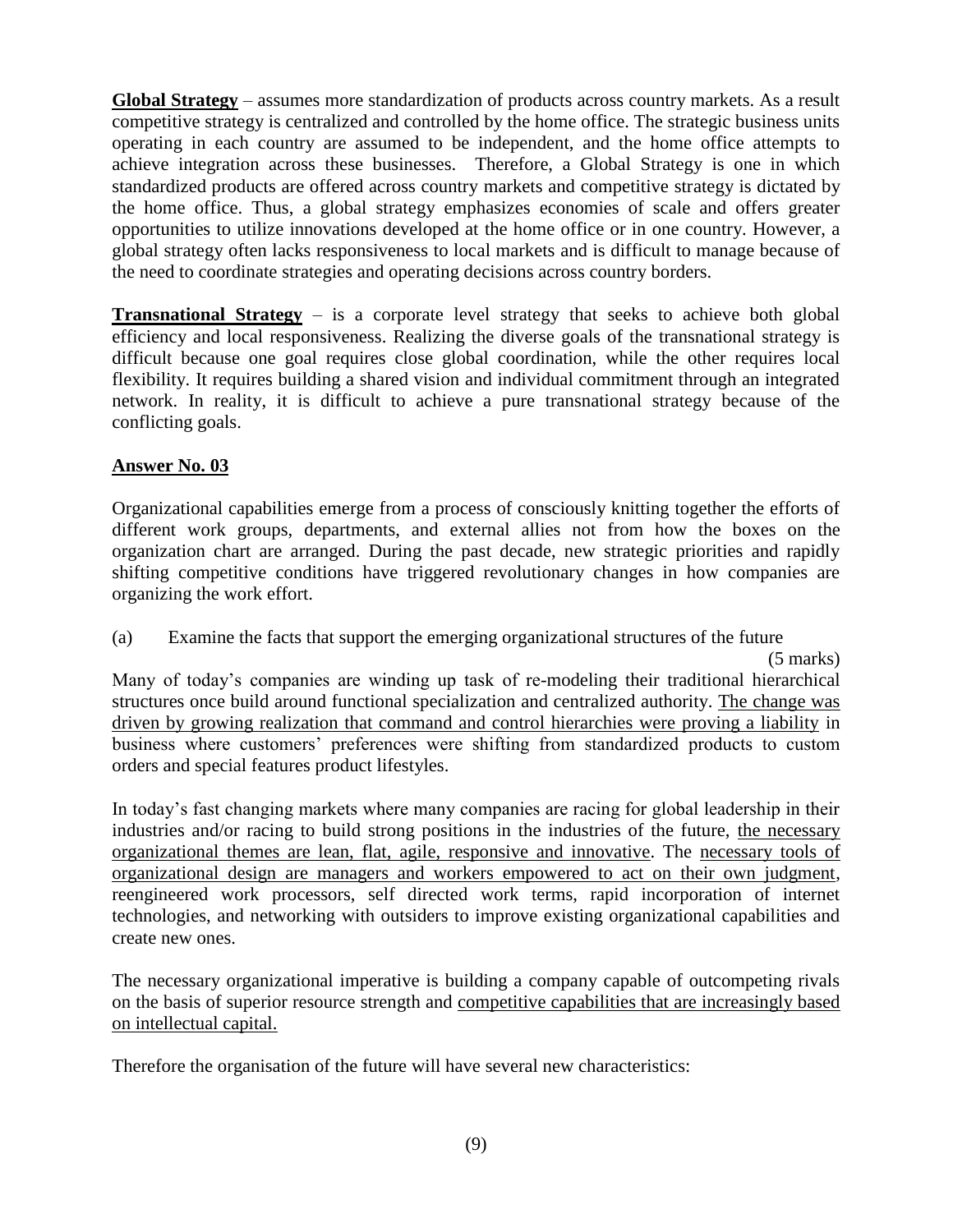**Global Strategy** – assumes more standardization of products across country markets. As a result competitive strategy is centralized and controlled by the home office. The strategic business units operating in each country are assumed to be independent, and the home office attempts to achieve integration across these businesses. Therefore, a Global Strategy is one in which standardized products are offered across country markets and competitive strategy is dictated by the home office. Thus, a global strategy emphasizes economies of scale and offers greater opportunities to utilize innovations developed at the home office or in one country. However, a global strategy often lacks responsiveness to local markets and is difficult to manage because of the need to coordinate strategies and operating decisions across country borders.

**Transnational Strategy** – is a corporate level strategy that seeks to achieve both global efficiency and local responsiveness. Realizing the diverse goals of the transnational strategy is difficult because one goal requires close global coordination, while the other requires local flexibility. It requires building a shared vision and individual commitment through an integrated network. In reality, it is difficult to achieve a pure transnational strategy because of the conflicting goals.

## Answer No. 03

Organizational capabilities emerge from a process of consciously knitting together the efforts of different work groups, departments, and external allies not from how the boxes on the organization chart are arranged. During the past decade, new strategic priorities and rapidly shifting competitive conditions have triggered revolutionary changes in how companies are organizing the work effort.

(a) Examine the facts that support the emerging organizational structures of the future (5 marks)

Many of today's companies are winding up task of re-modeling their traditional hierarchical structures once build around functional specialization and centralized authority. The change was driven by growing realization that command and control hierarchies were proving a liability in business where customers' preferences were shifting from standardized products to custom orders and special features product lifestyles.

In today's fast changing markets where many companies are racing for global leadership in their industries and/or racing to build strong positions in the industries of the future, the necessary organizational themes are lean, flat, agile, responsive and innovative. The necessary tools of organizational design are managers and workers empowered to act on their own judgment, reengineered work processors, self directed work terms, rapid incorporation of internet technologies, and networking with outsiders to improve existing organizational capabilities and create new ones.

The necessary organizational imperative is building a company capable of outcompeting rivals on the basis of superior resource strength and competitive capabilities that are increasingly based on intellectual capital.

Therefore the organisation of the future will have several new characteristics: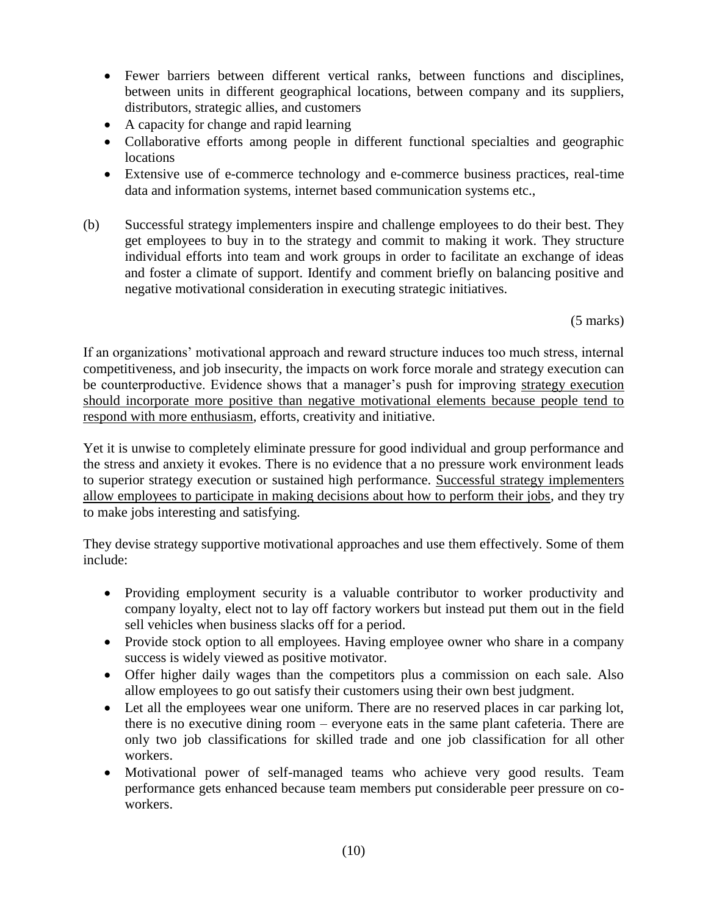- Fewer barriers between different vertical ranks, between functions and disciplines, between units in different geographical locations, between company and its suppliers, distributors, strategic allies, and customers
- A capacity for change and rapid learning
- Collaborative efforts among people in different functional specialties and geographic locations
- Extensive use of e-commerce technology and e-commerce business practices, real-time data and information systems, internet based communication systems etc.,

(b) Successful strategy implementers inspire and challenge employees to do their best. They get employees to buy in to the strategy and commit to making it work. They structure individual efforts into team and work groups in order to facilitate an exchange of ideas and foster a climate of support. Identify and comment briefly on balancing positive and negative motivational consideration in executing strategic initiatives.

(5 marks)

If an organizations' motivational approach and reward structure induces too much stress, internal competitiveness, and job insecurity, the impacts on work force morale and strategy execution can be counterproductive. Evidence shows that a manager's push for improving strategy execution should incorporate more positive than negative motivational elements because people tend to respond with more enthusiasm, efforts, creativity and initiative.

Yet it is unwise to completely eliminate pressure for good individual and group performance and the stress and anxiety it evokes. There is no evidence that a no pressure work environment leads to superior strategy execution or sustained high performance. Successful strategy implementers allow employees to participate in making decisions about how to perform their jobs, and they try to make jobs interesting and satisfying.

They devise strategy supportive motivational approaches and use them effectively. Some of them include:

- Providing employment security is a valuable contributor to worker productivity and company loyalty, elect not to lay off factory workers but instead put them out in the field sell vehicles when business slacks off for a period.
- Provide stock option to all employees. Having employee owner who share in a company success is widely viewed as positive motivator.
- Offer higher daily wages than the competitors plus a commission on each sale. Also allow employees to go out satisfy their customers using their own best judgment.
- Let all the employees wear one uniform. There are no reserved places in car parking lot, there is no executive dining room – everyone eats in the same plant cafeteria. There are only two job classifications for skilled trade and one job classification for all other workers.
- Motivational power of self-managed teams who achieve very good results. Team performance gets enhanced because team members put considerable peer pressure on co-workers.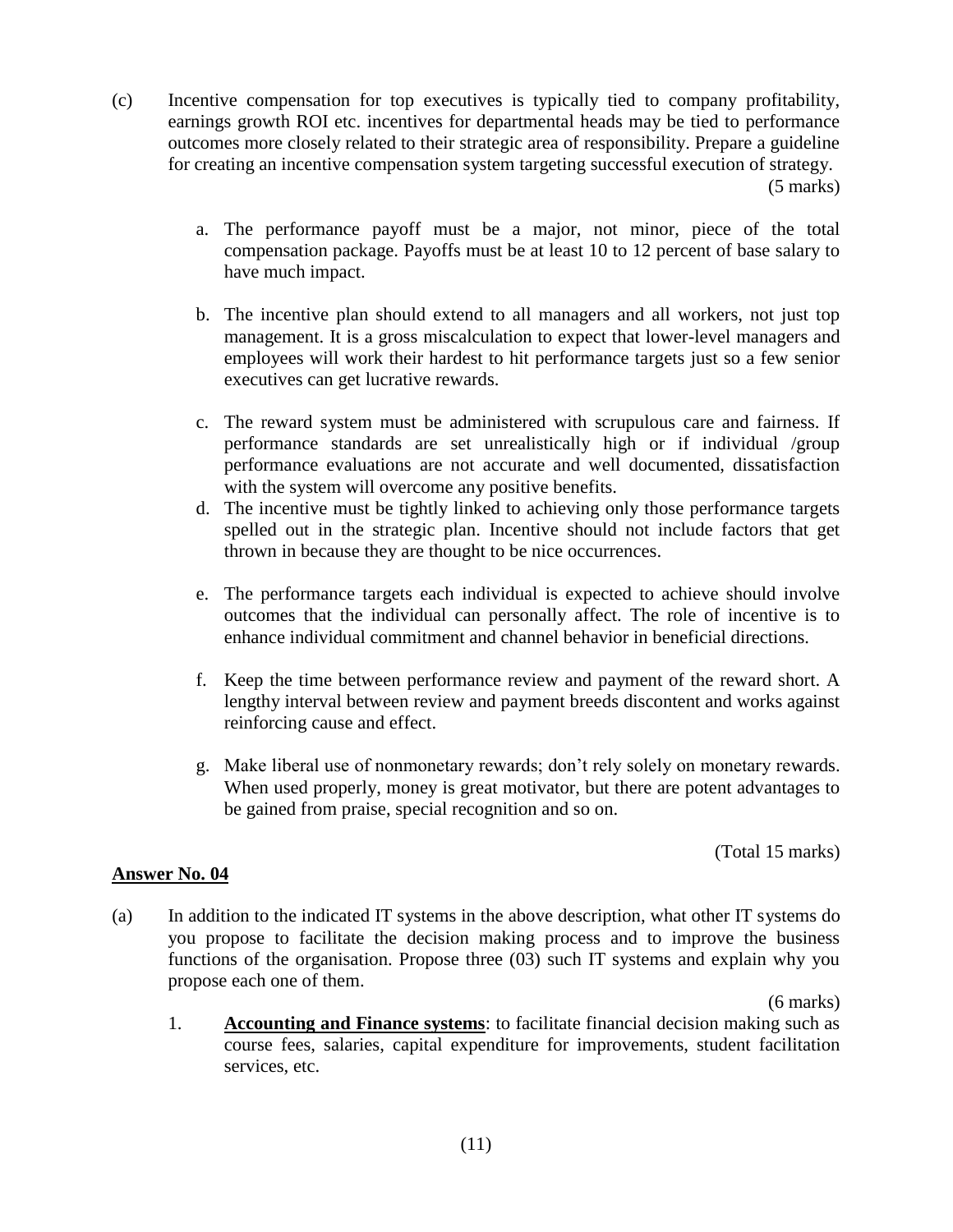(c) Incentive compensation for top executives is typically tied to company profitability, earnings growth ROI etc. incentives for departmental heads may be tied to performance outcomes more closely related to their strategic area of responsibility. Prepare a guideline for creating an incentive compensation system targeting successful execution of strategy.

(5 marks)

a. The performance payoff must be a major, not minor, piece of the total compensation package. Payoffs must be at least 10 to 12 percent of base salary to have much impact.

b. The incentive plan should extend to all managers and all workers, not just top management. It is a gross miscalculation to expect that lower-level managers and employees will work their hardest to hit performance targets just so a few senior executives can get lucrative rewards.

c. The reward system must be administered with scrupulous care and fairness. If performance standards are set unrealistically high or if individual /group performance evaluations are not accurate and well documented, dissatisfaction with the system will overcome any positive benefits.

d. The incentive must be tightly linked to achieving only those performance targets spelled out in the strategic plan. Incentive should not include factors that get thrown in because they are thought to be nice occurrences.

e. The performance targets each individual is expected to achieve should involve outcomes that the individual can personally affect. The role of incentive is to enhance individual commitment and channel behavior in beneficial directions.

f. Keep the time between performance review and payment of the reward short. A lengthy interval between review and payment breeds discontent and works against reinforcing cause and effect.

g. Make liberal use of nonmonetary rewards; don't rely solely on monetary rewards. When used properly, money is great motivator, but there are potent advantages to be gained from praise, special recognition and so on.

(Total 15 marks)

## Answer No. 04

(a) In addition to the indicated IT systems in the above description, what other IT systems do you propose to facilitate the decision making process and to improve the business functions of the organisation. Propose three (03) such IT systems and explain why you propose each one of them.

(6 marks)

1. **Accounting and Finance systems**: to facilitate financial decision making such as course fees, salaries, capital expenditure for improvements, student facilitation services, etc.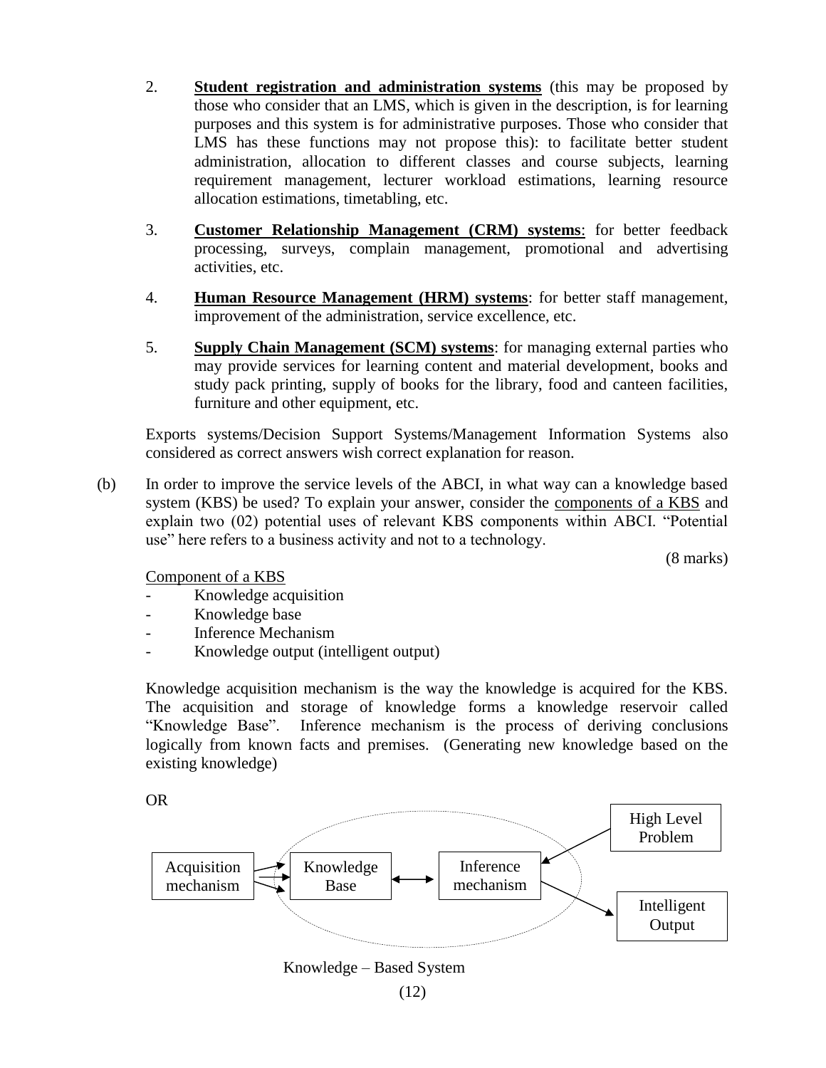2. **Student registration and administration systems** (this may be proposed by those who consider that an LMS, which is given in the description, is for learning purposes and this system is for administrative purposes. Those who consider that LMS has these functions may not propose this): to facilitate better student administration, allocation to different classes and course subjects, learning requirement management, lecturer workload estimations, learning resource allocation estimations, timetabling, etc.

3. **Customer Relationship Management (CRM) systems**: for better feedback processing, surveys, complain management, promotional and advertising activities, etc.

4. **Human Resource Management (HRM) systems**: for better staff management, improvement of the administration, service excellence, etc.

5. **Supply Chain Management (SCM) systems**: for managing external parties who may provide services for learning content and material development, books and study pack printing, supply of books for the library, food and canteen facilities, furniture and other equipment, etc.

Exports systems/Decision Support Systems/Management Information Systems also considered as correct answers wish correct explanation for reason.

(b) In order to improve the service levels of the ABCI, in what way can a knowledge based system (KBS) be used? To explain your answer, consider the components of a KBS and explain two (02) potential uses of relevant KBS components within ABCI. "Potential use" here refers to a business activity and not to a technology.

(8 marks)

Component of a KBS

- Knowledge acquisition
- Knowledge base
- Inference Mechanism
- Knowledge output (intelligent output)

Knowledge acquisition mechanism is the way the knowledge is acquired for the KBS. The acquisition and storage of knowledge forms a knowledge reservoir called "Knowledge Base". Inference mechanism is the process of deriving conclusions logically from known facts and premises. (Generating new knowledge based on the existing knowledge)

OR

Acquisition mechanism → Knowledge Base ↔ Inference mechanism → Intelligent Output

High Level Problem → Inference mechanism

Knowledge – Based System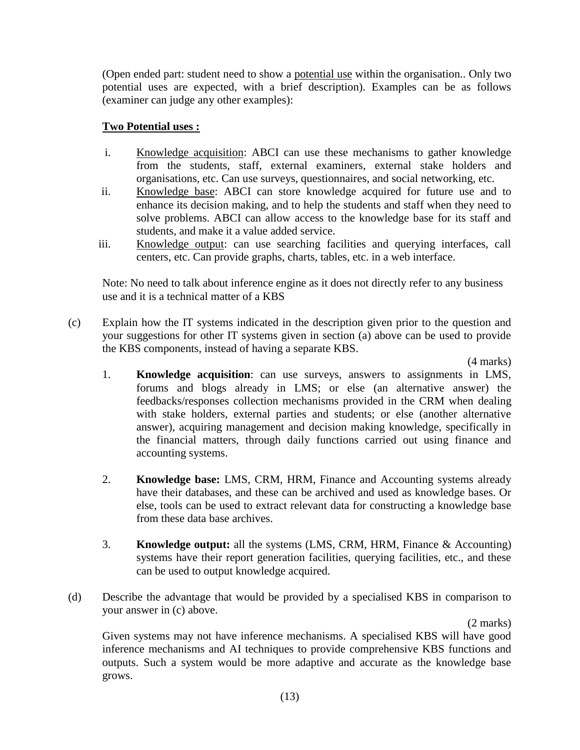(Open ended part: student need to show a <u>potential use</u> within the organisation.. Only two potential uses are expected, with a brief description). Examples can be as follows (examiner can judge any other examples):

**<u>Two Potential uses :</u>**

i. <u>Knowledge acquisition</u>: ABCI can use these mechanisms to gather knowledge from the students, staff, external examiners, external stake holders and organisations, etc. Can use surveys, questionnaires, and social networking, etc.

ii. <u>Knowledge base</u>: ABCI can store knowledge acquired for future use and to enhance its decision making, and to help the students and staff when they need to solve problems. ABCI can allow access to the knowledge base for its staff and students, and make it a value added service.

iii. <u>Knowledge output</u>: can use searching facilities and querying interfaces, call centers, etc. Can provide graphs, charts, tables, etc. in a web interface.

Note: No need to talk about inference engine as it does not directly refer to any business use and it is a technical matter of a KBS

(c) Explain how the IT systems indicated in the description given prior to the question and your suggestions for other IT systems given in section (a) above can be used to provide the KBS components, instead of having a separate KBS.

(4 marks)

1. **Knowledge acquisition**: can use surveys, answers to assignments in LMS, forums and blogs already in LMS; or else (an alternative answer) the feedbacks/responses collection mechanisms provided in the CRM when dealing with stake holders, external parties and students; or else (another alternative answer), acquiring management and decision making knowledge, specifically in the financial matters, through daily functions carried out using finance and accounting systems.

2. **Knowledge base:** LMS, CRM, HRM, Finance and Accounting systems already have their databases, and these can be archived and used as knowledge bases. Or else, tools can be used to extract relevant data for constructing a knowledge base from these data base archives.

3. **Knowledge output:** all the systems (LMS, CRM, HRM, Finance & Accounting) systems have their report generation facilities, querying facilities, etc., and these can be used to output knowledge acquired.

(d) Describe the advantage that would be provided by a specialised KBS in comparison to your answer in (c) above.

(2 marks)

Given systems may not have inference mechanisms. A specialised KBS will have good inference mechanisms and AI techniques to provide comprehensive KBS functions and outputs. Such a system would be more adaptive and accurate as the knowledge base grows.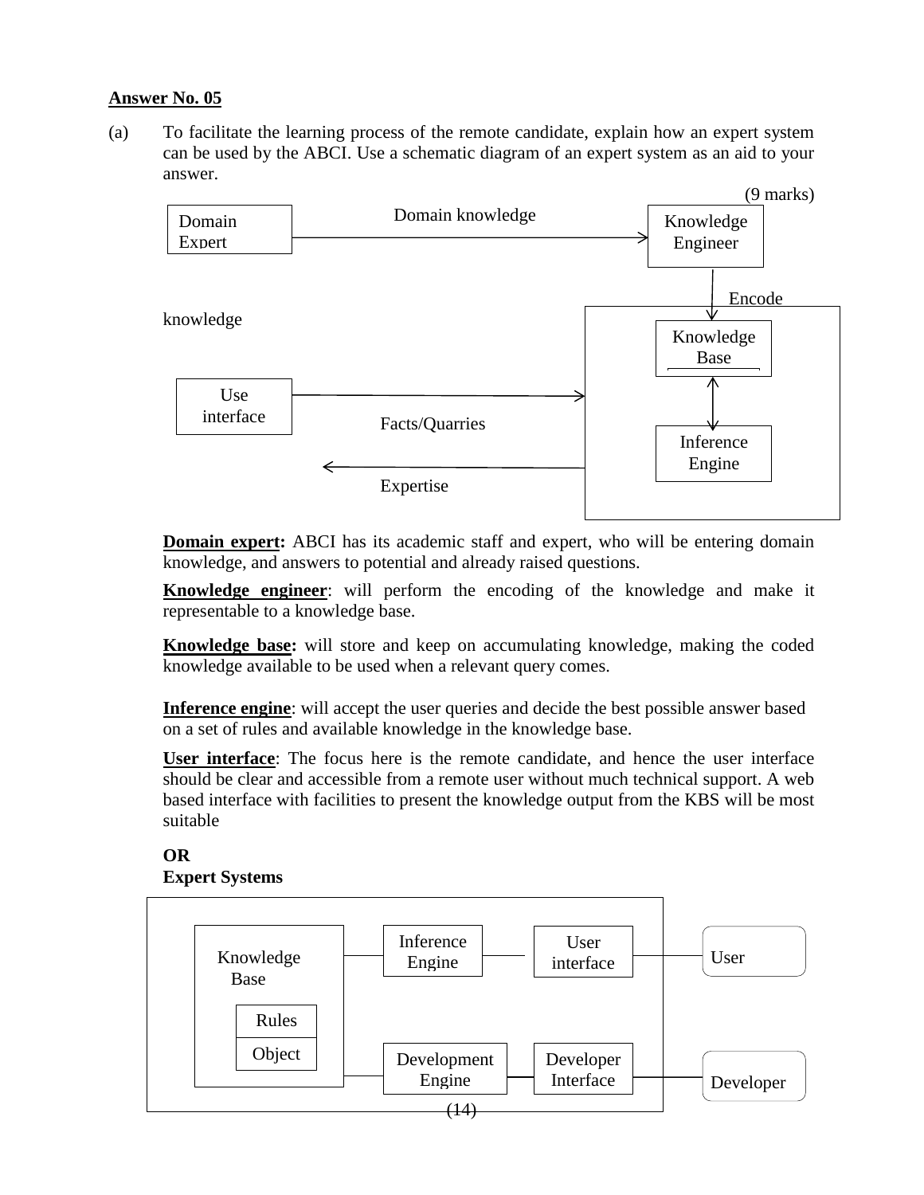**Answer No. 05**

(a) To facilitate the learning process of the remote candidate, explain how an expert system can be used by the ABCI. Use a schematic diagram of an expert system as an aid to your answer.

(9 marks)

Domain Expert — Domain knowledge → Knowledge Engineer

Encode knowledge

Knowledge Base ↔ Inference Engine

Use interface — Facts/Quarries →

← Expertise

**Domain expert:** ABCI has its academic staff and expert, who will be entering domain knowledge, and answers to potential and already raised questions.

**Knowledge engineer**: will perform the encoding of the knowledge and make it representable to a knowledge base.

**Knowledge base:** will store and keep on accumulating knowledge, making the coded knowledge available to be used when a relevant query comes.

**Inference engine**: will accept the user queries and decide the best possible answer based on a set of rules and available knowledge in the knowledge base.

**User interface**: The focus here is the remote candidate, and hence the user interface should be clear and accessible from a remote user without much technical support. A web based interface with facilities to present the knowledge output from the KBS will be most suitable

**OR**

**Expert Systems**

Knowledge Base (Rules, Object) — Inference Engine — User interface — User

Knowledge Base — Development Engine — Developer Interface — Developer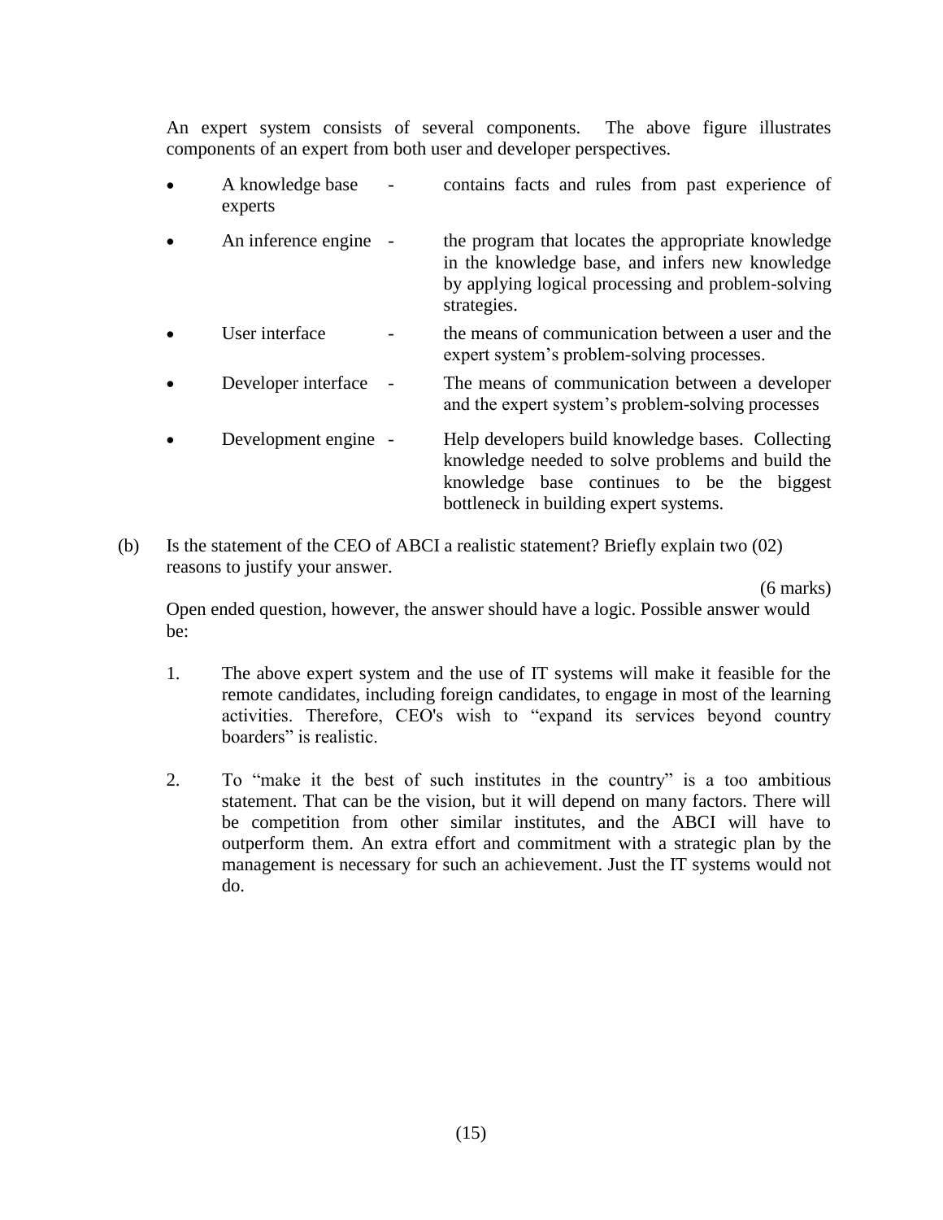An expert system consists of several components. The above figure illustrates components of an expert from both user and developer perspectives.

- A knowledge base - contains facts and rules from past experience of experts
- An inference engine - the program that locates the appropriate knowledge in the knowledge base, and infers new knowledge by applying logical processing and problem-solving strategies.
- User interface - the means of communication between a user and the expert system's problem-solving processes.
- Developer interface - The means of communication between a developer and the expert system's problem-solving processes
- Development engine - Help developers build knowledge bases. Collecting knowledge needed to solve problems and build the knowledge base continues to be the biggest bottleneck in building expert systems.

(b) Is the statement of the CEO of ABCI a realistic statement? Briefly explain two (02) reasons to justify your answer.

(6 marks)

Open ended question, however, the answer should have a logic. Possible answer would be:

1. The above expert system and the use of IT systems will make it feasible for the remote candidates, including foreign candidates, to engage in most of the learning activities. Therefore, CEO's wish to "expand its services beyond country boarders" is realistic.

2. To "make it the best of such institutes in the country" is a too ambitious statement. That can be the vision, but it will depend on many factors. There will be competition from other similar institutes, and the ABCI will have to outperform them. An extra effort and commitment with a strategic plan by the management is necessary for such an achievement. Just the IT systems would not do.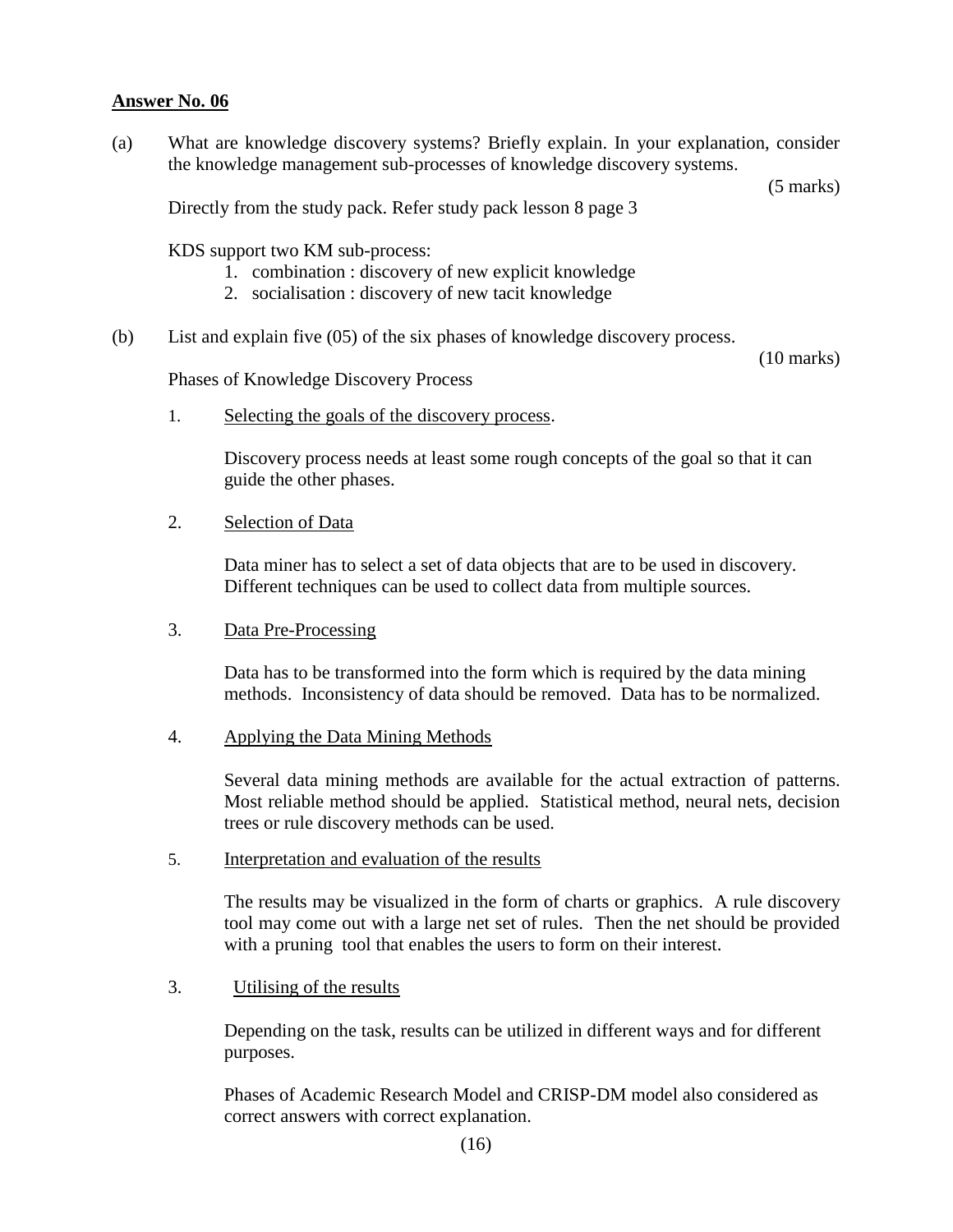**Answer No. 06**

(a) What are knowledge discovery systems? Briefly explain. In your explanation, consider the knowledge management sub-processes of knowledge discovery systems.

(5 marks)

Directly from the study pack. Refer study pack lesson 8 page 3

KDS support two KM sub-process:

1. combination : discovery of new explicit knowledge
2. socialisation : discovery of new tacit knowledge

(b) List and explain five (05) of the six phases of knowledge discovery process.

(10 marks)

Phases of Knowledge Discovery Process

1. Selecting the goals of the discovery process.

   Discovery process needs at least some rough concepts of the goal so that it can guide the other phases.

2. Selection of Data

   Data miner has to select a set of data objects that are to be used in discovery. Different techniques can be used to collect data from multiple sources.

3. Data Pre-Processing

   Data has to be transformed into the form which is required by the data mining methods. Inconsistency of data should be removed. Data has to be normalized.

4. Applying the Data Mining Methods

   Several data mining methods are available for the actual extraction of patterns. Most reliable method should be applied. Statistical method, neural nets, decision trees or rule discovery methods can be used.

5. Interpretation and evaluation of the results

   The results may be visualized in the form of charts or graphics. A rule discovery tool may come out with a large net set of rules. Then the net should be provided with a pruning tool that enables the users to form on their interest.

3. Utilising of the results

   Depending on the task, results can be utilized in different ways and for different purposes.

   Phases of Academic Research Model and CRISP-DM model also considered as correct answers with correct explanation.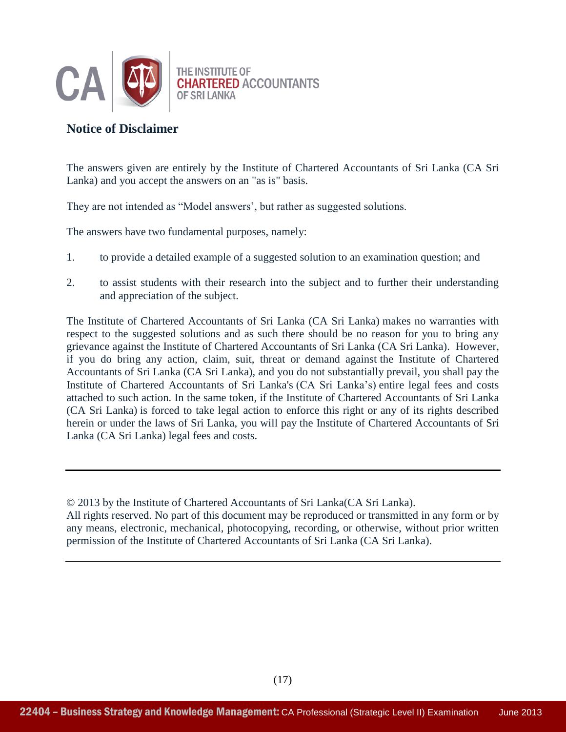THE INSTITUTE OF CHARTERED ACCOUNTANTS OF SRI LANKA

## Notice of Disclaimer

The answers given are entirely by the Institute of Chartered Accountants of Sri Lanka (CA Sri Lanka) and you accept the answers on an "as is" basis.

They are not intended as "Model answers', but rather as suggested solutions.

The answers have two fundamental purposes, namely:

1. to provide a detailed example of a suggested solution to an examination question; and
2. to assist students with their research into the subject and to further their understanding and appreciation of the subject.

The Institute of Chartered Accountants of Sri Lanka (CA Sri Lanka) makes no warranties with respect to the suggested solutions and as such there should be no reason for you to bring any grievance against the Institute of Chartered Accountants of Sri Lanka (CA Sri Lanka). However, if you do bring any action, claim, suit, threat or demand against the Institute of Chartered Accountants of Sri Lanka (CA Sri Lanka), and you do not substantially prevail, you shall pay the Institute of Chartered Accountants of Sri Lanka's (CA Sri Lanka's) entire legal fees and costs attached to such action. In the same token, if the Institute of Chartered Accountants of Sri Lanka (CA Sri Lanka) is forced to take legal action to enforce this right or any of its rights described herein or under the laws of Sri Lanka, you will pay the Institute of Chartered Accountants of Sri Lanka (CA Sri Lanka) legal fees and costs.

---

© 2013 by the Institute of Chartered Accountants of Sri Lanka(CA Sri Lanka).
All rights reserved. No part of this document may be reproduced or transmitted in any form or by any means, electronic, mechanical, photocopying, recording, or otherwise, without prior written permission of the Institute of Chartered Accountants of Sri Lanka (CA Sri Lanka).

---